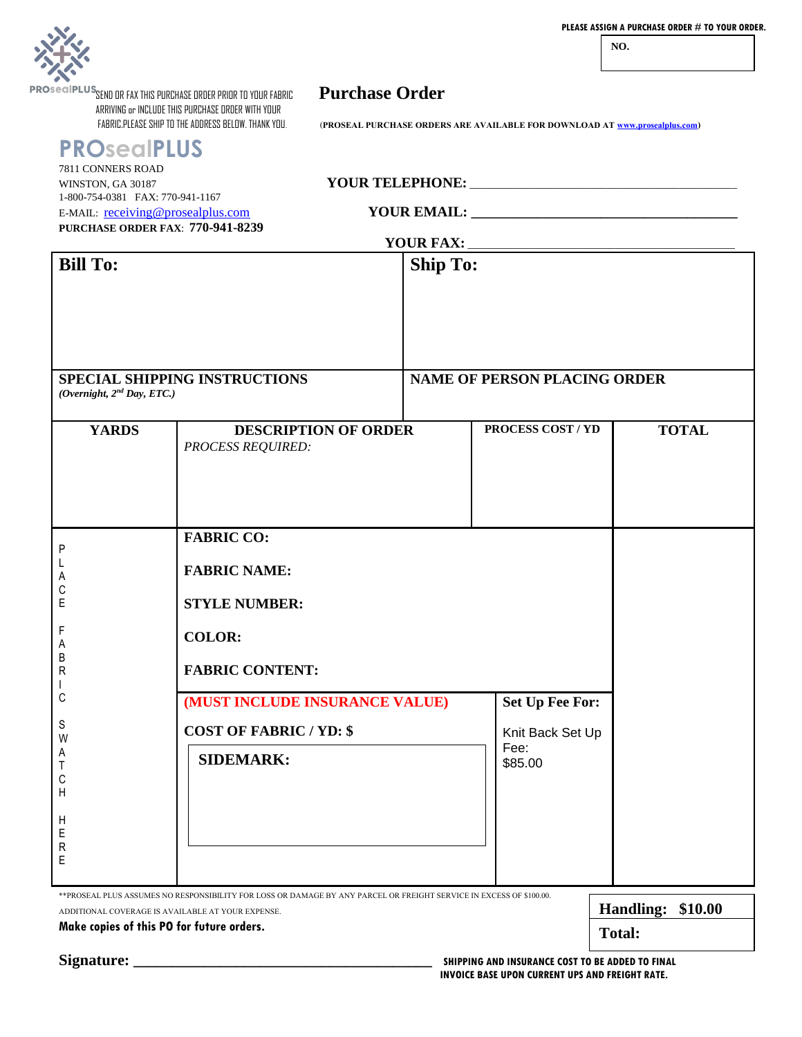PLEASE ASSIGN A PURCHASE ORDER # TO YOUR ORDER.

**NO.**

PROsealPLUS

SEND OR FAX THIS PURCHASE ORDER PRIOR TO YOUR FABRIC ARRIVING or INCLUDE THIS PURCHASE ORDER WITH YOUR FABRIC.PLEASE SHIP TO THE ADDRESS BELOW. THANK YOU.

# Purchase Order

(**PROSEAL PURCHASE ORDERS ARE AVAILABLE FOR DOWNLOAD AT www.prosealplus.com**)

## PROsealPLUS

7811 CONNERS ROAD
WINSTON, GA 30187
1-800-754-0381 FAX: 770-941-1167
E-MAIL: receiving@prosealplus.com
**PURCHASE ORDER FAX**: **770-941-8239**

**YOUR TELEPHONE:** ___________________________

**YOUR EMAIL:** ___________________________

**YOUR FAX:** ___________________________

| **Bill To:** | **Ship To:** |
|---|---|
| | |
| **SPECIAL SHIPPING INSTRUCTIONS** *(Overnight, 2nd Day, ETC.)* | **NAME OF PERSON PLACING ORDER** |

| **YARDS** | **DESCRIPTION OF ORDER** | **PROCESS COST / YD** | **TOTAL** |
|---|---|---|---|
| | *PROCESS REQUIRED:* | | |
| PLACE FABRIC SWATCH HERE | **FABRIC CO:**<br>**FABRIC NAME:**<br>**STYLE NUMBER:**<br>**COLOR:**<br>**FABRIC CONTENT:** | | |
| | **(MUST INCLUDE INSURANCE VALUE)**<br>**COST OF FABRIC / YD: $**<br>**SIDEMARK:** | **Set Up Fee For:**<br>Knit Back Set Up Fee:<br>$85.00 | |

**PROSEAL PLUS ASSUMES NO RESPONSIBILITY FOR LOSS OR DAMAGE BY ANY PARCEL OR FREIGHT SERVICE IN EXCESS OF $100.00.
ADDITIONAL COVERAGE IS AVAILABLE AT YOUR EXPENSE.

**Make copies of this PO for future orders.**

| **Handling:** | **$10.00** |
|---|---|
| **Total:** | |

**Signature:** ___________________________

**SHIPPING AND INSURANCE COST TO BE ADDED TO FINAL INVOICE BASE UPON CURRENT UPS AND FREIGHT RATE.**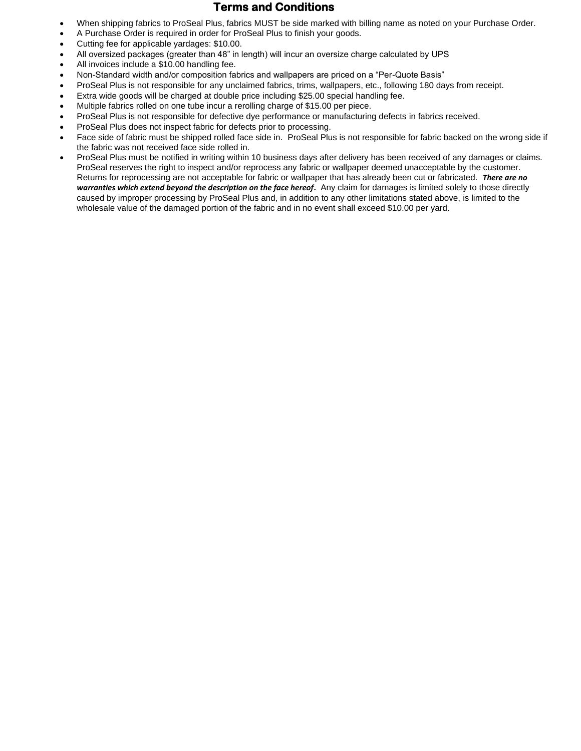# Terms and Conditions

- When shipping fabrics to ProSeal Plus, fabrics MUST be side marked with billing name as noted on your Purchase Order.
- A Purchase Order is required in order for ProSeal Plus to finish your goods.
- Cutting fee for applicable yardages: $10.00.
- All oversized packages (greater than 48" in length) will incur an oversize charge calculated by UPS
- All invoices include a $10.00 handling fee.
- Non-Standard width and/or composition fabrics and wallpapers are priced on a "Per-Quote Basis"
- ProSeal Plus is not responsible for any unclaimed fabrics, trims, wallpapers, etc., following 180 days from receipt.
- Extra wide goods will be charged at double price including $25.00 special handling fee.
- Multiple fabrics rolled on one tube incur a rerolling charge of $15.00 per piece.
- ProSeal Plus is not responsible for defective dye performance or manufacturing defects in fabrics received.
- ProSeal Plus does not inspect fabric for defects prior to processing.
- Face side of fabric must be shipped rolled face side in. ProSeal Plus is not responsible for fabric backed on the wrong side if the fabric was not received face side rolled in.
- ProSeal Plus must be notified in writing within 10 business days after delivery has been received of any damages or claims. ProSeal reserves the right to inspect and/or reprocess any fabric or wallpaper deemed unacceptable by the customer. Returns for reprocessing are not acceptable for fabric or wallpaper that has already been cut or fabricated. ***There are no warranties which extend beyond the description on the face hereof*.** Any claim for damages is limited solely to those directly caused by improper processing by ProSeal Plus and, in addition to any other limitations stated above, is limited to the wholesale value of the damaged portion of the fabric and in no event shall exceed $10.00 per yard.